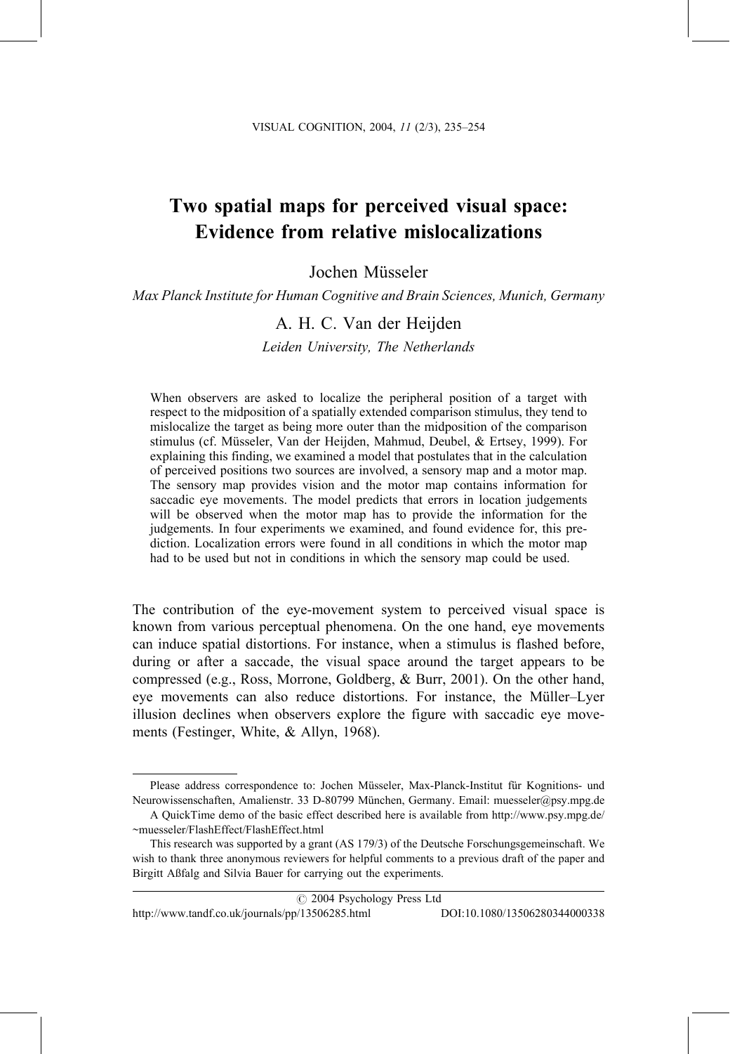# Two spatial maps for perceived visual space: Evidence from relative mislocalizations

Jochen Müsseler

*Max Planck Institute for Human Cognitive and Brain Sciences, Munich, Germany*

A. H. C. Van der Heijden

*Leiden University, The Netherlands*

When observers are asked to localize the peripheral position of a target with respect to the midposition of a spatially extended comparison stimulus, they tend to mislocalize the target as being more outer than the midposition of the comparison stimulus (cf. Müsseler, Van der Heijden, Mahmud, Deubel, & Ertsey, 1999). For explaining this finding, we examined a model that postulates that in the calculation of perceived positions two sources are involved, a sensory map and a motor map. The sensory map provides vision and the motor map contains information for saccadic eye movements. The model predicts that errors in location judgements will be observed when the motor map has to provide the information for the judgements. In four experiments we examined, and found evidence for, this prediction. Localization errors were found in all conditions in which the motor map had to be used but not in conditions in which the sensory map could be used.

The contribution of the eye-movement system to perceived visual space is known from various perceptual phenomena. On the one hand, eye movements can induce spatial distortions. For instance, when a stimulus is flashed before, during or after a saccade, the visual space around the target appears to be compressed (e.g., Ross, Morrone, Goldberg, & Burr, 2001). On the other hand, eye movements can also reduce distortions. For instance, the Müller–Lyer illusion declines when observers explore the figure with saccadic eye movements (Festinger, White, & Allyn, 1968).

---

Please address correspondence to: Jochen Müsseler, Max-Planck-Institut für Kognitions- und Neurowissenschaften, Amalienstr. 33 D-80799 München, Germany. Email: muesseler@psy.mpg.de

A QuickTime demo of the basic effect described here is available from http://www.psy.mpg.de/~muesseler/FlashEffect/FlashEffect.html

This research was supported by a grant (AS 179/3) of the Deutsche Forschungsgemeinschaft. We wish to thank three anonymous reviewers for helpful comments to a previous draft of the paper and Birgitt Aßfalg and Silvia Bauer for carrying out the experiments.

© 2004 Psychology Press Ltd

http://www.tandf.co.uk/journals/pp/13506285.html DOI:10.1080/13506280344000338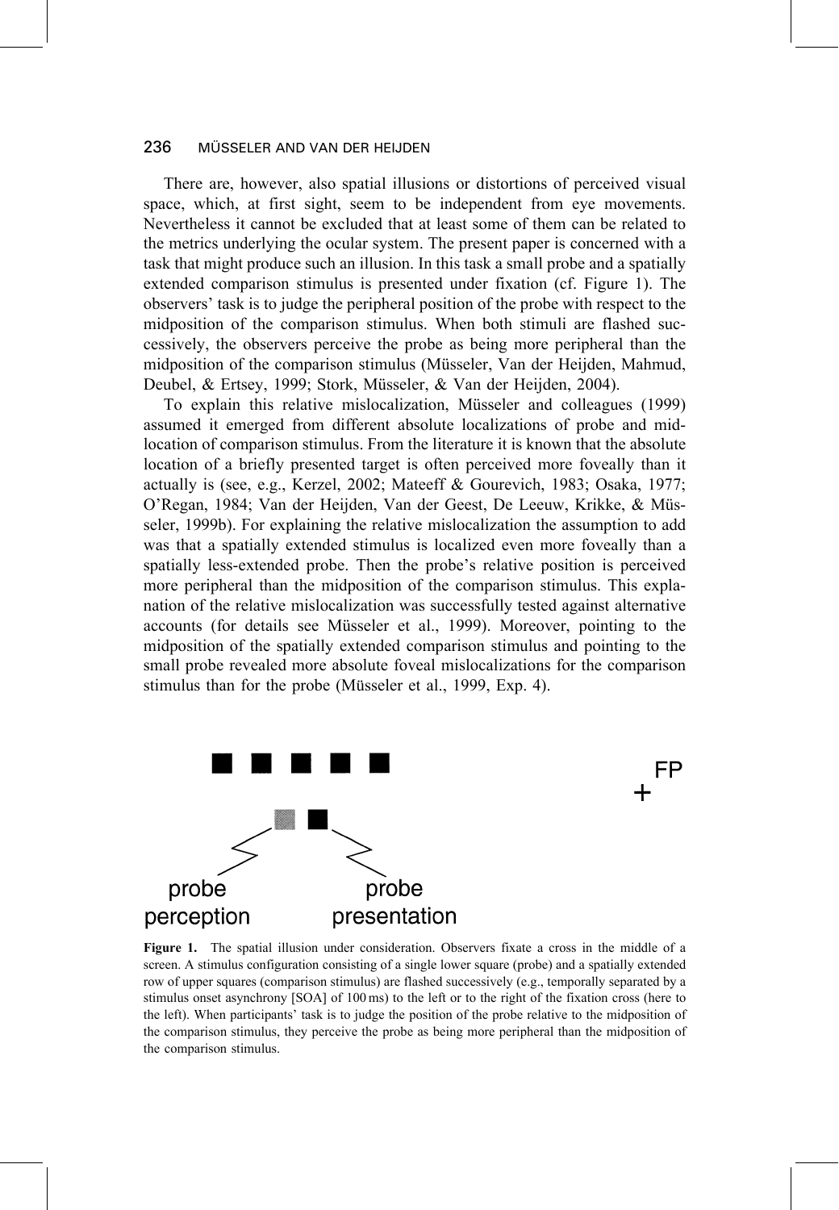There are, however, also spatial illusions or distortions of perceived visual space, which, at first sight, seem to be independent from eye movements. Nevertheless it cannot be excluded that at least some of them can be related to the metrics underlying the ocular system. The present paper is concerned with a task that might produce such an illusion. In this task a small probe and a spatially extended comparison stimulus is presented under fixation (cf. Figure 1). The observers' task is to judge the peripheral position of the probe with respect to the midposition of the comparison stimulus. When both stimuli are flashed successively, the observers perceive the probe as being more peripheral than the midposition of the comparison stimulus (Müsseler, Van der Heijden, Mahmud, Deubel, & Ertsey, 1999; Stork, Müsseler, & Van der Heijden, 2004).

To explain this relative mislocalization, Müsseler and colleagues (1999) assumed it emerged from different absolute localizations of probe and midlocation of comparison stimulus. From the literature it is known that the absolute location of a briefly presented target is often perceived more foveally than it actually is (see, e.g., Kerzel, 2002; Mateeff & Gourevich, 1983; Osaka, 1977; O'Regan, 1984; Van der Heijden, Van der Geest, De Leeuw, Krikke, & Müsseler, 1999b). For explaining the relative mislocalization the assumption to add was that a spatially extended stimulus is localized even more foveally than a spatially less-extended probe. Then the probe's relative position is perceived more peripheral than the midposition of the comparison stimulus. This explanation of the relative mislocalization was successfully tested against alternative accounts (for details see Müsseler et al., 1999). Moreover, pointing to the midposition of the spatially extended comparison stimulus and pointing to the small probe revealed more absolute foveal mislocalizations for the comparison stimulus than for the probe (Müsseler et al., 1999, Exp. 4).

FP

probe perception

probe presentation

**Figure 1.** The spatial illusion under consideration. Observers fixate a cross in the middle of a screen. A stimulus configuration consisting of a single lower square (probe) and a spatially extended row of upper squares (comparison stimulus) are flashed successively (e.g., temporally separated by a stimulus onset asynchrony [SOA] of 100 ms) to the left or to the right of the fixation cross (here to the left). When participants' task is to judge the position of the probe relative to the midposition of the comparison stimulus, they perceive the probe as being more peripheral than the midposition of the comparison stimulus.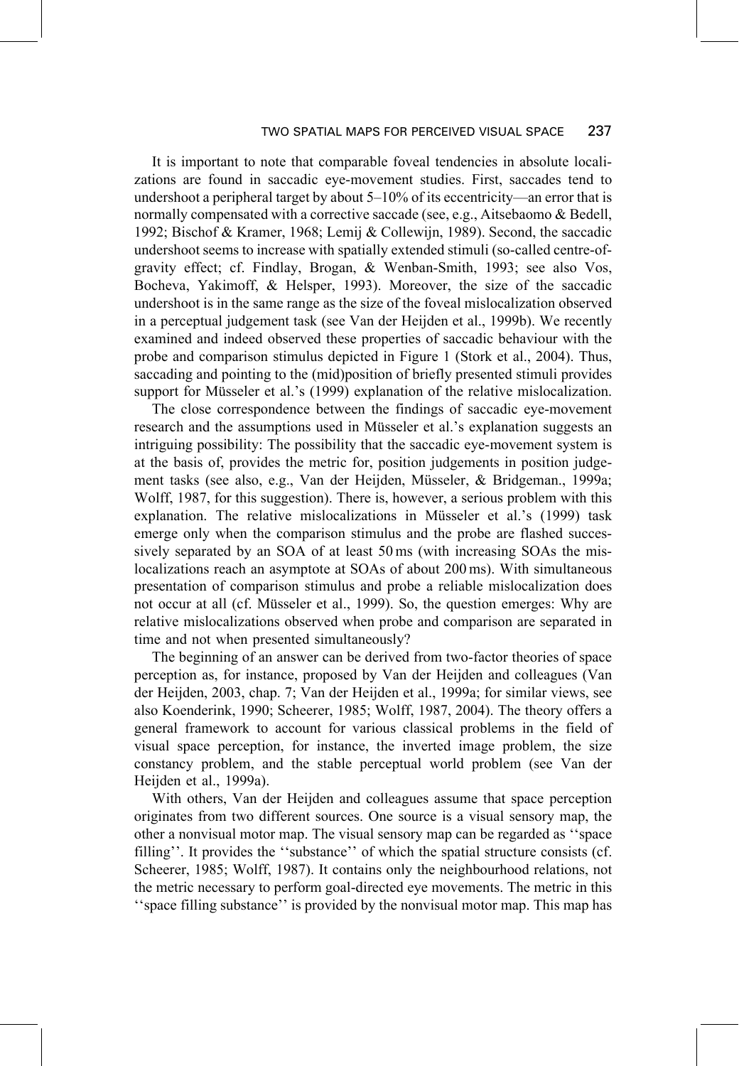It is important to note that comparable foveal tendencies in absolute localizations are found in saccadic eye-movement studies. First, saccades tend to undershoot a peripheral target by about 5–10% of its eccentricity—an error that is normally compensated with a corrective saccade (see, e.g., Aitsebaomo & Bedell, 1992; Bischof & Kramer, 1968; Lemij & Collewijn, 1989). Second, the saccadic undershoot seems to increase with spatially extended stimuli (so-called centre-of-gravity effect; cf. Findlay, Brogan, & Wenban-Smith, 1993; see also Vos, Bocheva, Yakimoff, & Helsper, 1993). Moreover, the size of the saccadic undershoot is in the same range as the size of the foveal mislocalization observed in a perceptual judgement task (see Van der Heijden et al., 1999b). We recently examined and indeed observed these properties of saccadic behaviour with the probe and comparison stimulus depicted in Figure 1 (Stork et al., 2004). Thus, saccading and pointing to the (mid)position of briefly presented stimuli provides support for Müsseler et al.'s (1999) explanation of the relative mislocalization.

The close correspondence between the findings of saccadic eye-movement research and the assumptions used in Müsseler et al.'s explanation suggests an intriguing possibility: The possibility that the saccadic eye-movement system is at the basis of, provides the metric for, position judgements in position judgement tasks (see also, e.g., Van der Heijden, Müsseler, & Bridgeman., 1999a; Wolff, 1987, for this suggestion). There is, however, a serious problem with this explanation. The relative mislocalizations in Müsseler et al.'s (1999) task emerge only when the comparison stimulus and the probe are flashed successively separated by an SOA of at least 50 ms (with increasing SOAs the mislocalizations reach an asymptote at SOAs of about 200 ms). With simultaneous presentation of comparison stimulus and probe a reliable mislocalization does not occur at all (cf. Müsseler et al., 1999). So, the question emerges: Why are relative mislocalizations observed when probe and comparison are separated in time and not when presented simultaneously?

The beginning of an answer can be derived from two-factor theories of space perception as, for instance, proposed by Van der Heijden and colleagues (Van der Heijden, 2003, chap. 7; Van der Heijden et al., 1999a; for similar views, see also Koenderink, 1990; Scheerer, 1985; Wolff, 1987, 2004). The theory offers a general framework to account for various classical problems in the field of visual space perception, for instance, the inverted image problem, the size constancy problem, and the stable perceptual world problem (see Van der Heijden et al., 1999a).

With others, Van der Heijden and colleagues assume that space perception originates from two different sources. One source is a visual sensory map, the other a nonvisual motor map. The visual sensory map can be regarded as ''space filling''. It provides the ''substance'' of which the spatial structure consists (cf. Scheerer, 1985; Wolff, 1987). It contains only the neighbourhood relations, not the metric necessary to perform goal-directed eye movements. The metric in this ''space filling substance'' is provided by the nonvisual motor map. This map has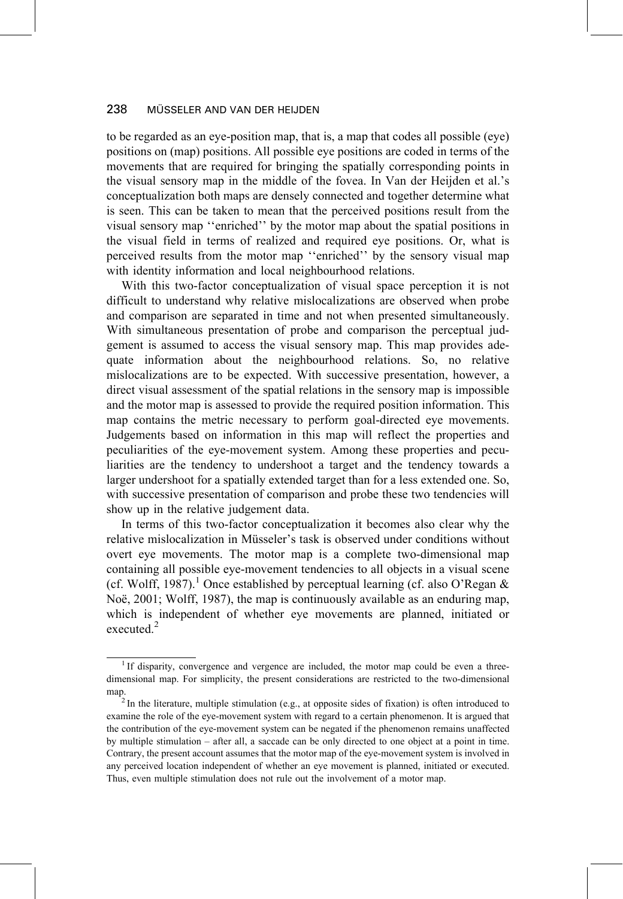to be regarded as an eye-position map, that is, a map that codes all possible (eye) positions on (map) positions. All possible eye positions are coded in terms of the movements that are required for bringing the spatially corresponding points in the visual sensory map in the middle of the fovea. In Van der Heijden et al.'s conceptualization both maps are densely connected and together determine what is seen. This can be taken to mean that the perceived positions result from the visual sensory map ''enriched'' by the motor map about the spatial positions in the visual field in terms of realized and required eye positions. Or, what is perceived results from the motor map ''enriched'' by the sensory visual map with identity information and local neighbourhood relations.

With this two-factor conceptualization of visual space perception it is not difficult to understand why relative mislocalizations are observed when probe and comparison are separated in time and not when presented simultaneously. With simultaneous presentation of probe and comparison the perceptual judgement is assumed to access the visual sensory map. This map provides adequate information about the neighbourhood relations. So, no relative mislocalizations are to be expected. With successive presentation, however, a direct visual assessment of the spatial relations in the sensory map is impossible and the motor map is assessed to provide the required position information. This map contains the metric necessary to perform goal-directed eye movements. Judgements based on information in this map will reflect the properties and peculiarities of the eye-movement system. Among these properties and peculiarities are the tendency to undershoot a target and the tendency towards a larger undershoot for a spatially extended target than for a less extended one. So, with successive presentation of comparison and probe these two tendencies will show up in the relative judgement data.

In terms of this two-factor conceptualization it becomes also clear why the relative mislocalization in Müsseler's task is observed under conditions without overt eye movements. The motor map is a complete two-dimensional map containing all possible eye-movement tendencies to all objects in a visual scene (cf. Wolff, 1987).[1] Once established by perceptual learning (cf. also O'Regan & Noë, 2001; Wolff, 1987), the map is continuously available as an enduring map, which is independent of whether eye movements are planned, initiated or executed.[2]

---

[1] If disparity, convergence and vergence are included, the motor map could be even a three-dimensional map. For simplicity, the present considerations are restricted to the two-dimensional map.

[2] In the literature, multiple stimulation (e.g., at opposite sides of fixation) is often introduced to examine the role of the eye-movement system with regard to a certain phenomenon. It is argued that the contribution of the eye-movement system can be negated if the phenomenon remains unaffected by multiple stimulation – after all, a saccade can be only directed to one object at a point in time. Contrary, the present account assumes that the motor map of the eye-movement system is involved in any perceived location independent of whether an eye movement is planned, initiated or executed. Thus, even multiple stimulation does not rule out the involvement of a motor map.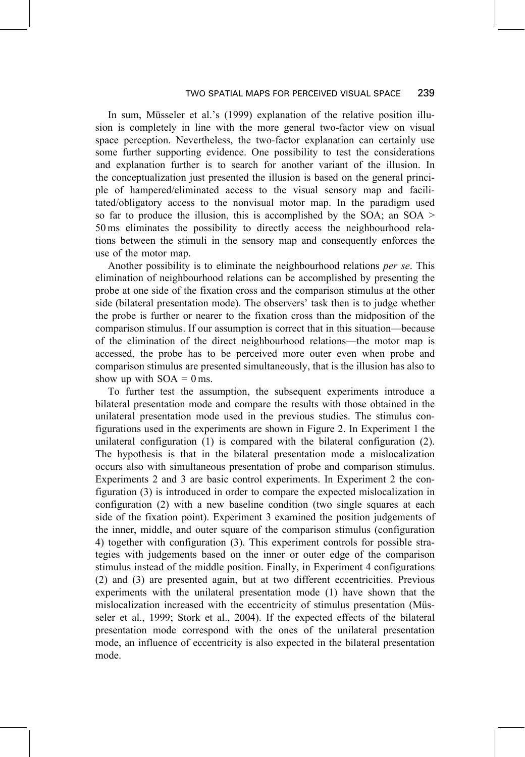In sum, Müsseler et al.'s (1999) explanation of the relative position illusion is completely in line with the more general two-factor view on visual space perception. Nevertheless, the two-factor explanation can certainly use some further supporting evidence. One possibility to test the considerations and explanation further is to search for another variant of the illusion. In the conceptualization just presented the illusion is based on the general principle of hampered/eliminated access to the visual sensory map and facilitated/obligatory access to the nonvisual motor map. In the paradigm used so far to produce the illusion, this is accomplished by the SOA; an SOA > 50 ms eliminates the possibility to directly access the neighbourhood relations between the stimuli in the sensory map and consequently enforces the use of the motor map.

Another possibility is to eliminate the neighbourhood relations *per se*. This elimination of neighbourhood relations can be accomplished by presenting the probe at one side of the fixation cross and the comparison stimulus at the other side (bilateral presentation mode). The observers' task then is to judge whether the probe is further or nearer to the fixation cross than the midposition of the comparison stimulus. If our assumption is correct that in this situation—because of the elimination of the direct neighbourhood relations—the motor map is accessed, the probe has to be perceived more outer even when probe and comparison stimulus are presented simultaneously, that is the illusion has also to show up with SOA = 0 ms.

To further test the assumption, the subsequent experiments introduce a bilateral presentation mode and compare the results with those obtained in the unilateral presentation mode used in the previous studies. The stimulus configurations used in the experiments are shown in Figure 2. In Experiment 1 the unilateral configuration (1) is compared with the bilateral configuration (2). The hypothesis is that in the bilateral presentation mode a mislocalization occurs also with simultaneous presentation of probe and comparison stimulus. Experiments 2 and 3 are basic control experiments. In Experiment 2 the configuration (3) is introduced in order to compare the expected mislocalization in configuration (2) with a new baseline condition (two single squares at each side of the fixation point). Experiment 3 examined the position judgements of the inner, middle, and outer square of the comparison stimulus (configuration 4) together with configuration (3). This experiment controls for possible strategies with judgements based on the inner or outer edge of the comparison stimulus instead of the middle position. Finally, in Experiment 4 configurations (2) and (3) are presented again, but at two different eccentricities. Previous experiments with the unilateral presentation mode (1) have shown that the mislocalization increased with the eccentricity of stimulus presentation (Müsseler et al., 1999; Stork et al., 2004). If the expected effects of the bilateral presentation mode correspond with the ones of the unilateral presentation mode, an influence of eccentricity is also expected in the bilateral presentation mode.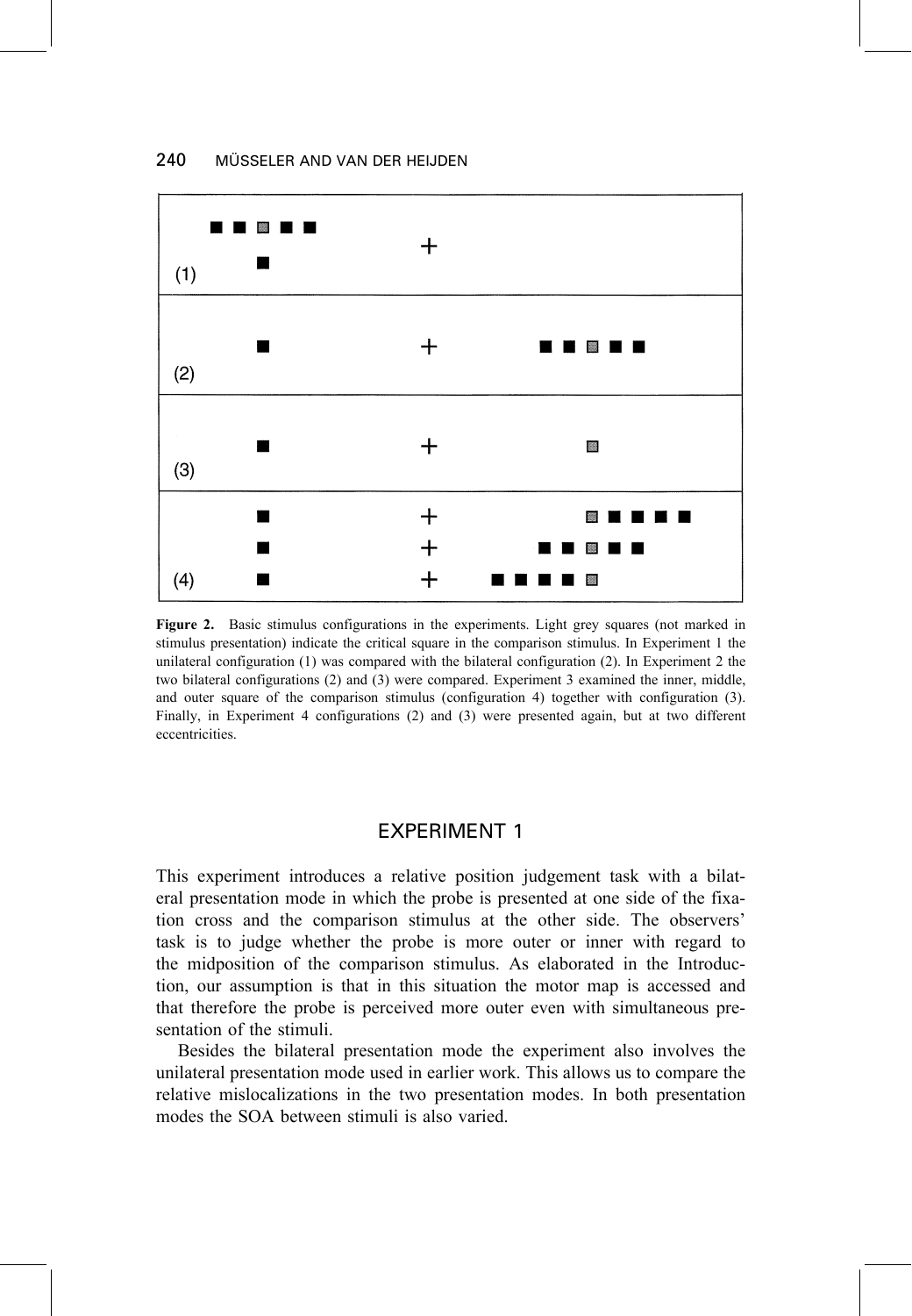Figure 2. Basic stimulus configurations in the experiments. Light grey squares (not marked in stimulus presentation) indicate the critical square in the comparison stimulus. In Experiment 1 the unilateral configuration (1) was compared with the bilateral configuration (2). In Experiment 2 the two bilateral configurations (2) and (3) were compared. Experiment 3 examined the inner, middle, and outer square of the comparison stimulus (configuration 4) together with configuration (3). Finally, in Experiment 4 configurations (2) and (3) were presented again, but at two different eccentricities.

## EXPERIMENT 1

This experiment introduces a relative position judgement task with a bilateral presentation mode in which the probe is presented at one side of the fixation cross and the comparison stimulus at the other side. The observers' task is to judge whether the probe is more outer or inner with regard to the midposition of the comparison stimulus. As elaborated in the Introduction, our assumption is that in this situation the motor map is accessed and that therefore the probe is perceived more outer even with simultaneous presentation of the stimuli.

Besides the bilateral presentation mode the experiment also involves the unilateral presentation mode used in earlier work. This allows us to compare the relative mislocalizations in the two presentation modes. In both presentation modes the SOA between stimuli is also varied.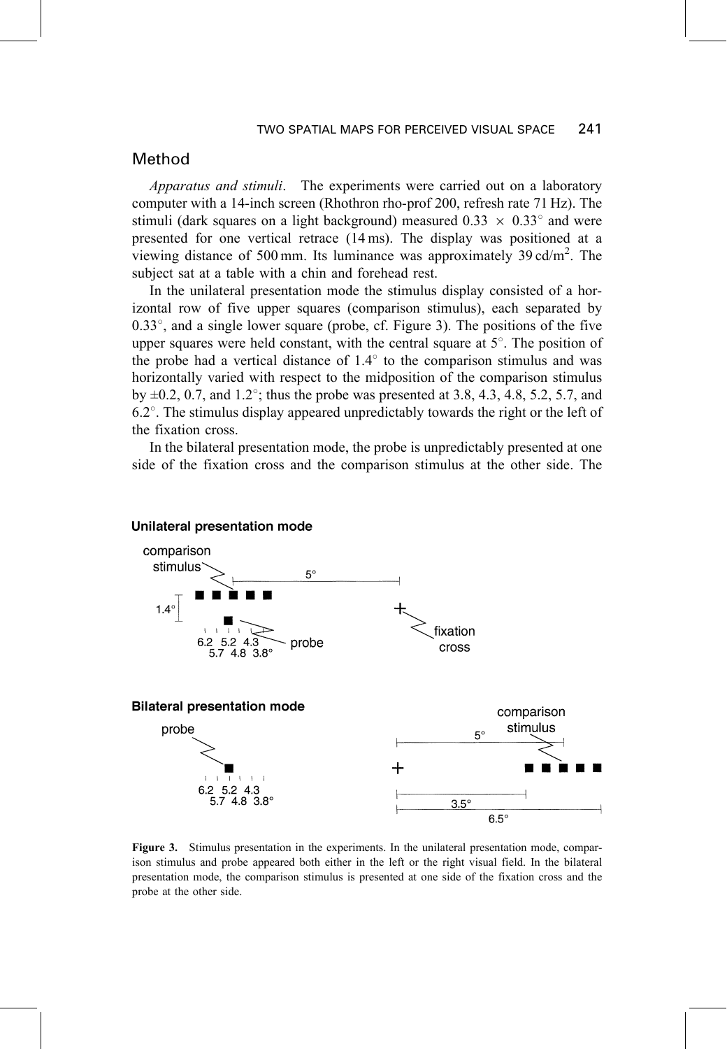## Method

*Apparatus and stimuli*. The experiments were carried out on a laboratory computer with a 14-inch screen (Rhothron rho-prof 200, refresh rate 71 Hz). The stimuli (dark squares on a light background) measured $0.33 \times 0.33^\circ$ and were presented for one vertical retrace (14 ms). The display was positioned at a viewing distance of 500 mm. Its luminance was approximately 39 cd/m$^2$. The subject sat at a table with a chin and forehead rest.

In the unilateral presentation mode the stimulus display consisted of a horizontal row of five upper squares (comparison stimulus), each separated by $0.33^\circ$, and a single lower square (probe, cf. Figure 3). The positions of the five upper squares were held constant, with the central square at $5^\circ$. The position of the probe had a vertical distance of $1.4^\circ$ to the comparison stimulus and was horizontally varied with respect to the midposition of the comparison stimulus by $\pm 0.2$, 0.7, and $1.2^\circ$; thus the probe was presented at 3.8, 4.3, 4.8, 5.2, 5.7, and $6.2^\circ$. The stimulus display appeared unpredictably towards the right or the left of the fixation cross.

In the bilateral presentation mode, the probe is unpredictably presented at one side of the fixation cross and the comparison stimulus at the other side. The

**Unilateral presentation mode**

**Bilateral presentation mode**

**Figure 3.** Stimulus presentation in the experiments. In the unilateral presentation mode, comparison stimulus and probe appeared both either in the left or the right visual field. In the bilateral presentation mode, the comparison stimulus is presented at one side of the fixation cross and the probe at the other side.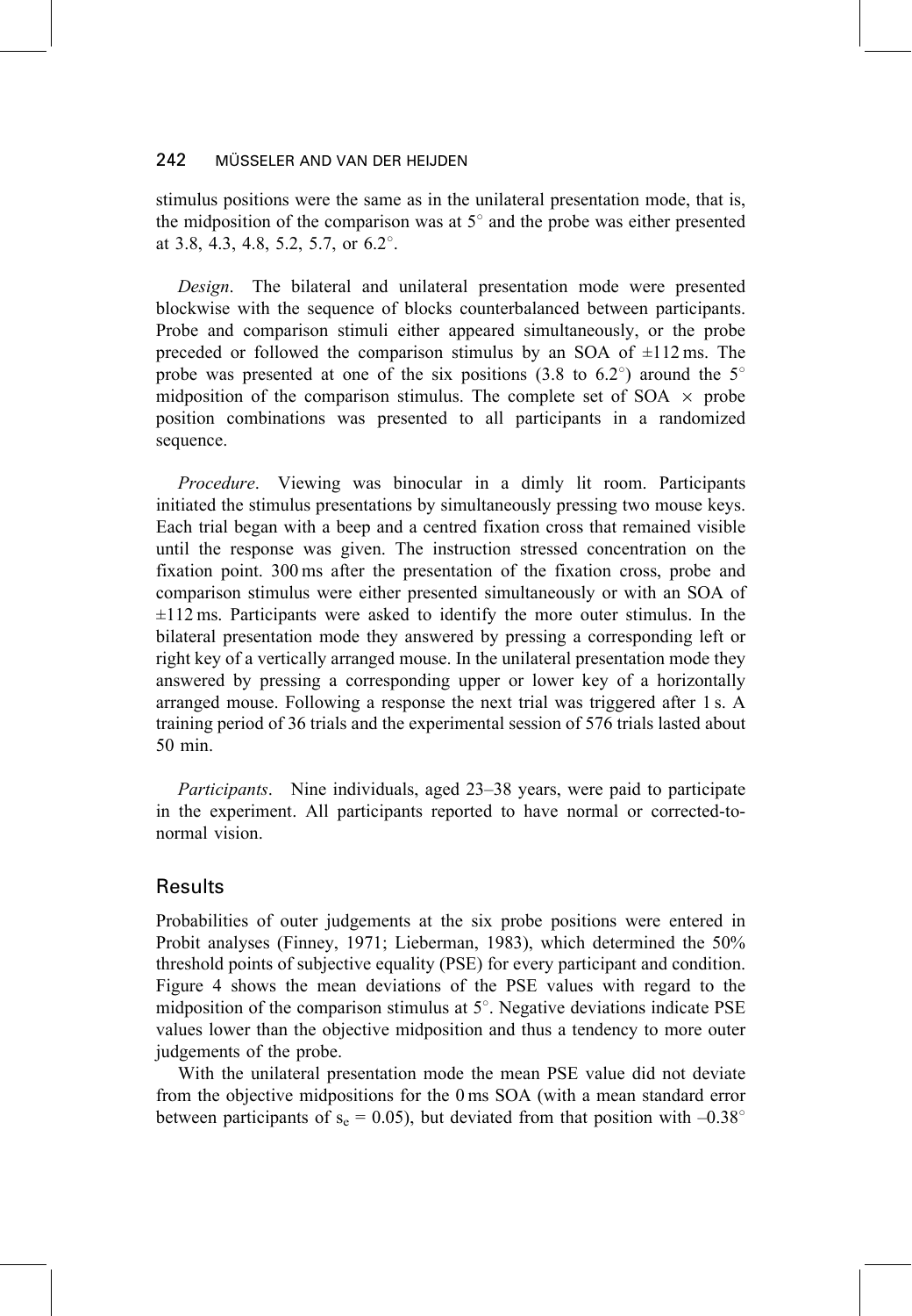stimulus positions were the same as in the unilateral presentation mode, that is, the midposition of the comparison was at 5° and the probe was either presented at 3.8, 4.3, 4.8, 5.2, 5.7, or 6.2°.

*Design*. The bilateral and unilateral presentation mode were presented blockwise with the sequence of blocks counterbalanced between participants. Probe and comparison stimuli either appeared simultaneously, or the probe preceded or followed the comparison stimulus by an SOA of ±112 ms. The probe was presented at one of the six positions (3.8 to 6.2°) around the 5° midposition of the comparison stimulus. The complete set of SOA × probe position combinations was presented to all participants in a randomized sequence.

*Procedure*. Viewing was binocular in a dimly lit room. Participants initiated the stimulus presentations by simultaneously pressing two mouse keys. Each trial began with a beep and a centred fixation cross that remained visible until the response was given. The instruction stressed concentration on the fixation point. 300 ms after the presentation of the fixation cross, probe and comparison stimulus were either presented simultaneously or with an SOA of ±112 ms. Participants were asked to identify the more outer stimulus. In the bilateral presentation mode they answered by pressing a corresponding left or right key of a vertically arranged mouse. In the unilateral presentation mode they answered by pressing a corresponding upper or lower key of a horizontally arranged mouse. Following a response the next trial was triggered after 1 s. A training period of 36 trials and the experimental session of 576 trials lasted about 50 min.

*Participants*. Nine individuals, aged 23–38 years, were paid to participate in the experiment. All participants reported to have normal or corrected-to-normal vision.

## Results

Probabilities of outer judgements at the six probe positions were entered in Probit analyses (Finney, 1971; Lieberman, 1983), which determined the 50% threshold points of subjective equality (PSE) for every participant and condition. Figure 4 shows the mean deviations of the PSE values with regard to the midposition of the comparison stimulus at 5°. Negative deviations indicate PSE values lower than the objective midposition and thus a tendency to more outer judgements of the probe.

With the unilateral presentation mode the mean PSE value did not deviate from the objective midpositions for the 0 ms SOA (with a mean standard error between participants of $s_e = 0.05$), but deviated from that position with –0.38°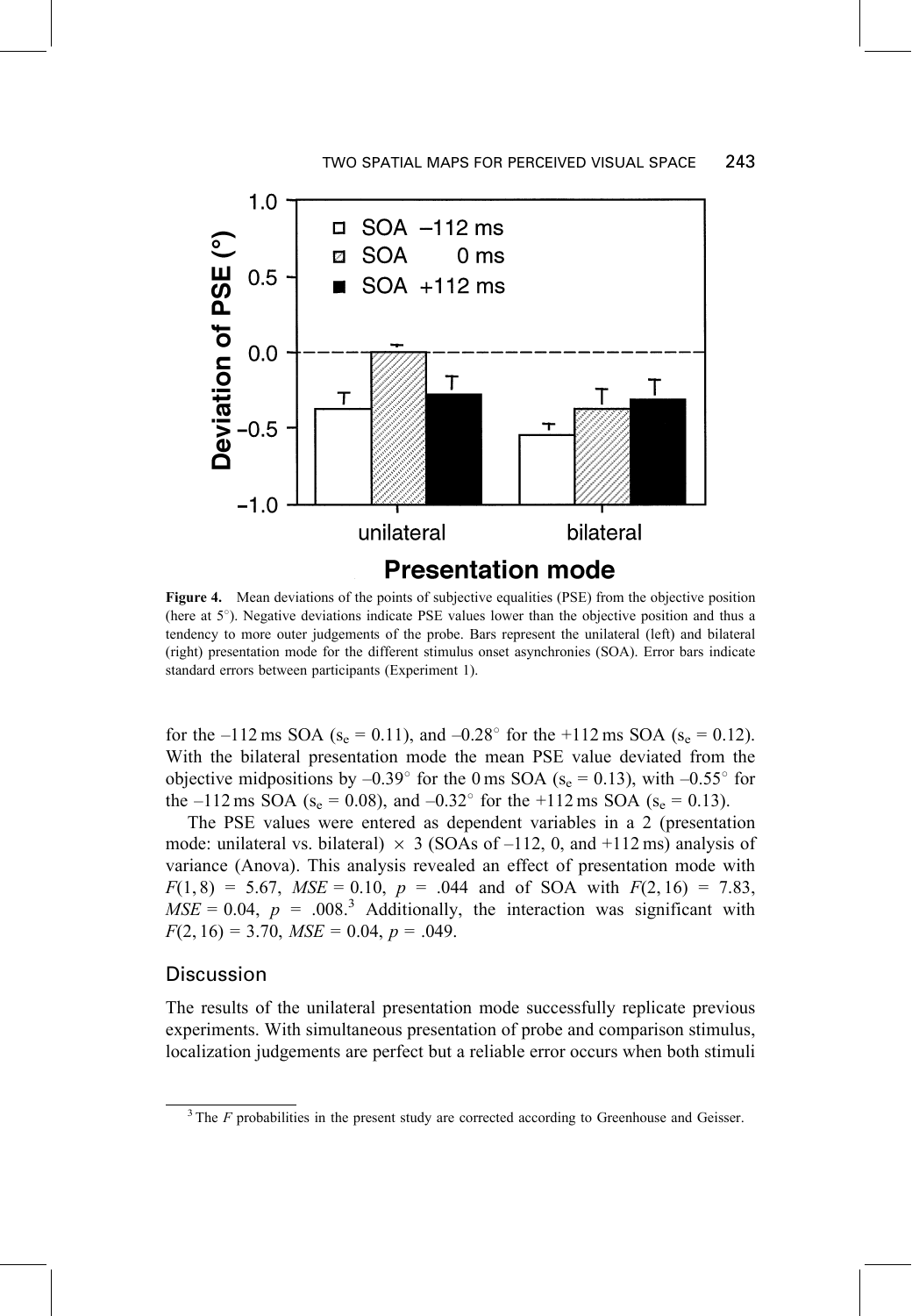**Figure 4.** Mean deviations of the points of subjective equalities (PSE) from the objective position (here at 5°). Negative deviations indicate PSE values lower than the objective position and thus a tendency to more outer judgements of the probe. Bars represent the unilateral (left) and bilateral (right) presentation mode for the different stimulus onset asynchronies (SOA). Error bars indicate standard errors between participants (Experiment 1).

for the –112 ms SOA ($s_e$ = 0.11), and –0.28° for the +112 ms SOA ($s_e$ = 0.12). With the bilateral presentation mode the mean PSE value deviated from the objective midpositions by –0.39° for the 0 ms SOA ($s_e$ = 0.13), with –0.55° for the –112 ms SOA ($s_e$ = 0.08), and –0.32° for the +112 ms SOA ($s_e$ = 0.13).

The PSE values were entered as dependent variables in a 2 (presentation mode: unilateral vs. bilateral) × 3 (SOAs of –112, 0, and +112 ms) analysis of variance (Anova). This analysis revealed an effect of presentation mode with $F(1, 8)$ = 5.67, $MSE$ = 0.10, $p$ = .044 and of SOA with $F(2, 16)$ = 7.83, $MSE$ = 0.04, $p$ = .008.[3] Additionally, the interaction was significant with $F(2, 16)$ = 3.70, $MSE$ = 0.04, $p$ = .049.

## Discussion

The results of the unilateral presentation mode successfully replicate previous experiments. With simultaneous presentation of probe and comparison stimulus, localization judgements are perfect but a reliable error occurs when both stimuli

[3] The $F$ probabilities in the present study are corrected according to Greenhouse and Geisser.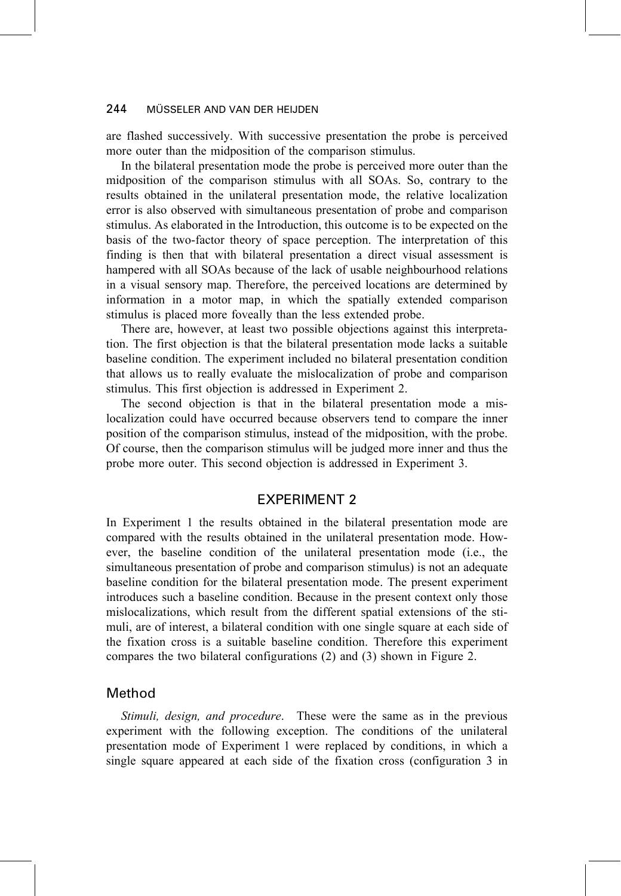are flashed successively. With successive presentation the probe is perceived more outer than the midposition of the comparison stimulus.

In the bilateral presentation mode the probe is perceived more outer than the midposition of the comparison stimulus with all SOAs. So, contrary to the results obtained in the unilateral presentation mode, the relative localization error is also observed with simultaneous presentation of probe and comparison stimulus. As elaborated in the Introduction, this outcome is to be expected on the basis of the two-factor theory of space perception. The interpretation of this finding is then that with bilateral presentation a direct visual assessment is hampered with all SOAs because of the lack of usable neighbourhood relations in a visual sensory map. Therefore, the perceived locations are determined by information in a motor map, in which the spatially extended comparison stimulus is placed more foveally than the less extended probe.

There are, however, at least two possible objections against this interpretation. The first objection is that the bilateral presentation mode lacks a suitable baseline condition. The experiment included no bilateral presentation condition that allows us to really evaluate the mislocalization of probe and comparison stimulus. This first objection is addressed in Experiment 2.

The second objection is that in the bilateral presentation mode a mislocalization could have occurred because observers tend to compare the inner position of the comparison stimulus, instead of the midposition, with the probe. Of course, then the comparison stimulus will be judged more inner and thus the probe more outer. This second objection is addressed in Experiment 3.

## EXPERIMENT 2

In Experiment 1 the results obtained in the bilateral presentation mode are compared with the results obtained in the unilateral presentation mode. However, the baseline condition of the unilateral presentation mode (i.e., the simultaneous presentation of probe and comparison stimulus) is not an adequate baseline condition for the bilateral presentation mode. The present experiment introduces such a baseline condition. Because in the present context only those mislocalizations, which result from the different spatial extensions of the stimuli, are of interest, a bilateral condition with one single square at each side of the fixation cross is a suitable baseline condition. Therefore this experiment compares the two bilateral configurations (2) and (3) shown in Figure 2.

### Method

*Stimuli, design, and procedure*. These were the same as in the previous experiment with the following exception. The conditions of the unilateral presentation mode of Experiment 1 were replaced by conditions, in which a single square appeared at each side of the fixation cross (configuration 3 in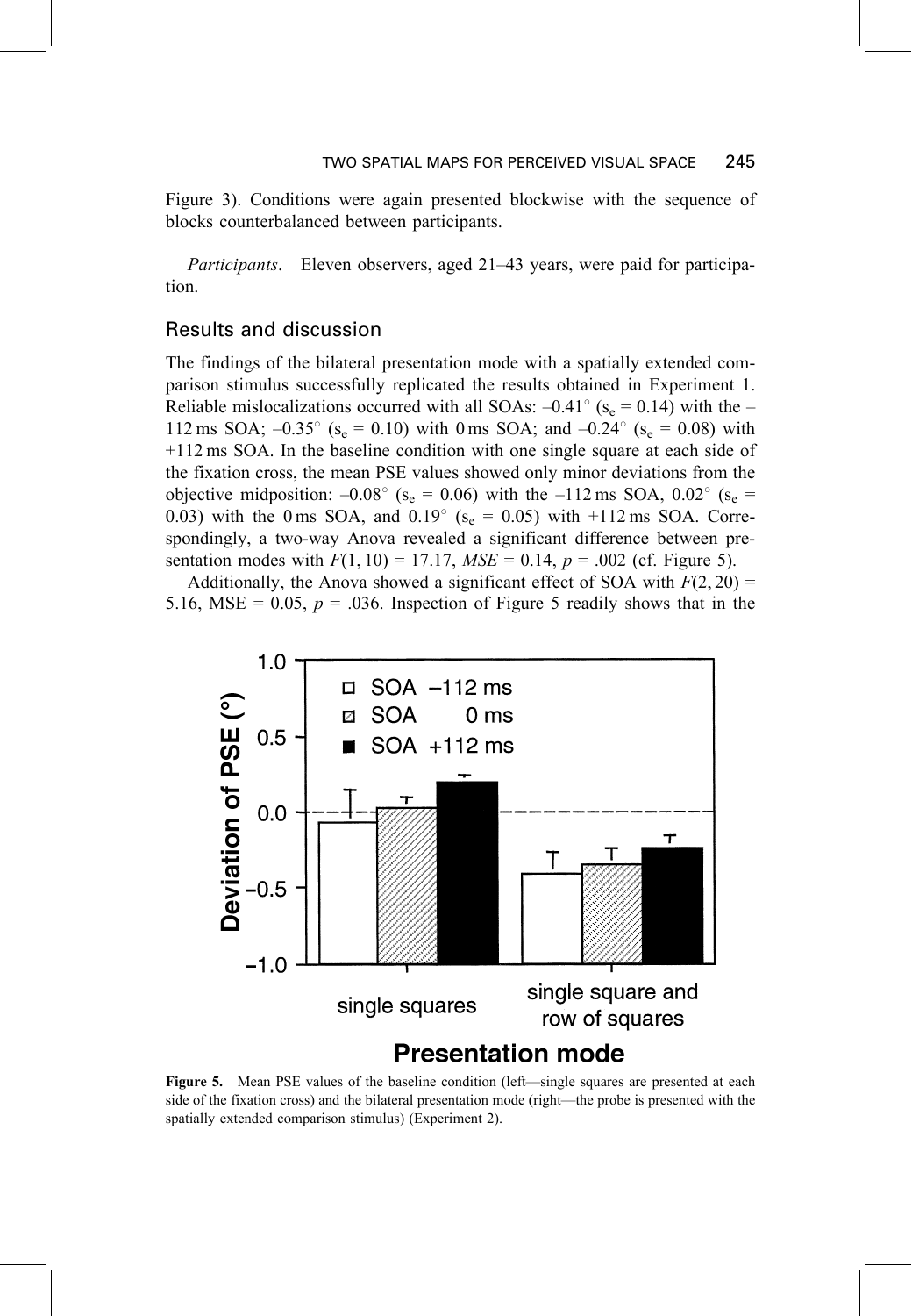Figure 3). Conditions were again presented blockwise with the sequence of blocks counterbalanced between participants.

*Participants*. Eleven observers, aged 21–43 years, were paid for participation.

## Results and discussion

The findings of the bilateral presentation mode with a spatially extended comparison stimulus successfully replicated the results obtained in Experiment 1. Reliable mislocalizations occurred with all SOAs: –0.41° ($s_e$ = 0.14) with the –112 ms SOA; –0.35° ($s_e$ = 0.10) with 0 ms SOA; and –0.24° ($s_e$ = 0.08) with +112 ms SOA. In the baseline condition with one single square at each side of the fixation cross, the mean PSE values showed only minor deviations from the objective midposition: –0.08° ($s_e$ = 0.06) with the –112 ms SOA, 0.02° ($s_e$ = 0.03) with the 0 ms SOA, and 0.19° ($s_e$ = 0.05) with +112 ms SOA. Correspondingly, a two-way Anova revealed a significant difference between presentation modes with $F(1, 10) = 17.17$, $MSE = 0.14$, $p = .002$ (cf. Figure 5).

Additionally, the Anova showed a significant effect of SOA with $F(2, 20) = 5.16$, MSE = 0.05, $p = .036$. Inspection of Figure 5 readily shows that in the

**Figure 5.** Mean PSE values of the baseline condition (left—single squares are presented at each side of the fixation cross) and the bilateral presentation mode (right—the probe is presented with the spatially extended comparison stimulus) (Experiment 2).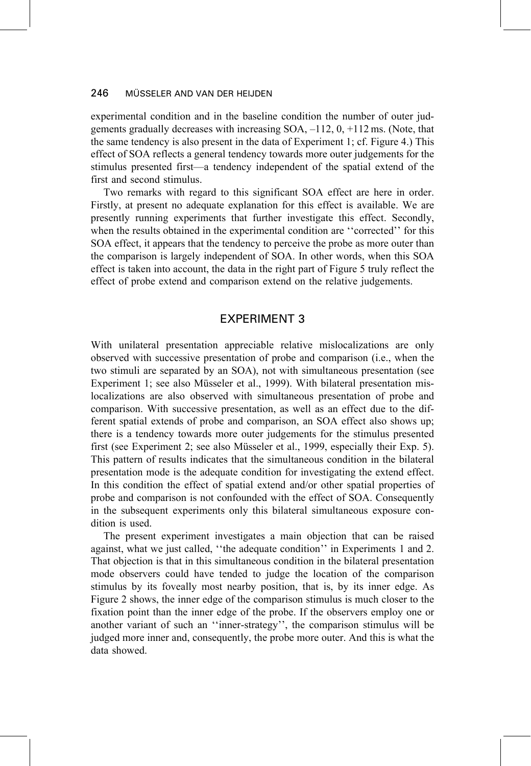experimental condition and in the baseline condition the number of outer judgements gradually decreases with increasing SOA, –112, 0, +112 ms. (Note, that the same tendency is also present in the data of Experiment 1; cf. Figure 4.) This effect of SOA reflects a general tendency towards more outer judgements for the stimulus presented first—a tendency independent of the spatial extend of the first and second stimulus.

Two remarks with regard to this significant SOA effect are here in order. Firstly, at present no adequate explanation for this effect is available. We are presently running experiments that further investigate this effect. Secondly, when the results obtained in the experimental condition are ''corrected'' for this SOA effect, it appears that the tendency to perceive the probe as more outer than the comparison is largely independent of SOA. In other words, when this SOA effect is taken into account, the data in the right part of Figure 5 truly reflect the effect of probe extend and comparison extend on the relative judgements.

## EXPERIMENT 3

With unilateral presentation appreciable relative mislocalizations are only observed with successive presentation of probe and comparison (i.e., when the two stimuli are separated by an SOA), not with simultaneous presentation (see Experiment 1; see also Müsseler et al., 1999). With bilateral presentation mislocalizations are also observed with simultaneous presentation of probe and comparison. With successive presentation, as well as an effect due to the different spatial extends of probe and comparison, an SOA effect also shows up; there is a tendency towards more outer judgements for the stimulus presented first (see Experiment 2; see also Müsseler et al., 1999, especially their Exp. 5). This pattern of results indicates that the simultaneous condition in the bilateral presentation mode is the adequate condition for investigating the extend effect. In this condition the effect of spatial extend and/or other spatial properties of probe and comparison is not confounded with the effect of SOA. Consequently in the subsequent experiments only this bilateral simultaneous exposure condition is used.

The present experiment investigates a main objection that can be raised against, what we just called, ''the adequate condition'' in Experiments 1 and 2. That objection is that in this simultaneous condition in the bilateral presentation mode observers could have tended to judge the location of the comparison stimulus by its foveally most nearby position, that is, by its inner edge. As Figure 2 shows, the inner edge of the comparison stimulus is much closer to the fixation point than the inner edge of the probe. If the observers employ one or another variant of such an ''inner-strategy'', the comparison stimulus will be judged more inner and, consequently, the probe more outer. And this is what the data showed.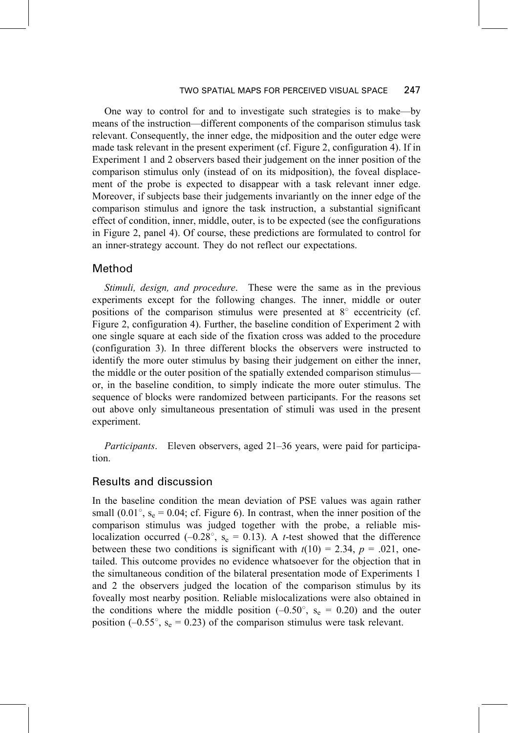One way to control for and to investigate such strategies is to make—by means of the instruction—different components of the comparison stimulus task relevant. Consequently, the inner edge, the midposition and the outer edge were made task relevant in the present experiment (cf. Figure 2, configuration 4). If in Experiment 1 and 2 observers based their judgement on the inner position of the comparison stimulus only (instead of on its midposition), the foveal displacement of the probe is expected to disappear with a task relevant inner edge. Moreover, if subjects base their judgements invariantly on the inner edge of the comparison stimulus and ignore the task instruction, a substantial significant effect of condition, inner, middle, outer, is to be expected (see the configurations in Figure 2, panel 4). Of course, these predictions are formulated to control for an inner-strategy account. They do not reflect our expectations.

## Method

*Stimuli, design, and procedure*. These were the same as in the previous experiments except for the following changes. The inner, middle or outer positions of the comparison stimulus were presented at 8° eccentricity (cf. Figure 2, configuration 4). Further, the baseline condition of Experiment 2 with one single square at each side of the fixation cross was added to the procedure (configuration 3). In three different blocks the observers were instructed to identify the more outer stimulus by basing their judgement on either the inner, the middle or the outer position of the spatially extended comparison stimulus—or, in the baseline condition, to simply indicate the more outer stimulus. The sequence of blocks were randomized between participants. For the reasons set out above only simultaneous presentation of stimuli was used in the present experiment.

*Participants*. Eleven observers, aged 21–36 years, were paid for participation.

## Results and discussion

In the baseline condition the mean deviation of PSE values was again rather small (0.01°, $s_e$ = 0.04; cf. Figure 6). In contrast, when the inner position of the comparison stimulus was judged together with the probe, a reliable mislocalization occurred (–0.28°, $s_e$ = 0.13). A *t*-test showed that the difference between these two conditions is significant with $t(10) = 2.34$, $p = .021$, one-tailed. This outcome provides no evidence whatsoever for the objection that in the simultaneous condition of the bilateral presentation mode of Experiments 1 and 2 the observers judged the location of the comparison stimulus by its foveally most nearby position. Reliable mislocalizations were also obtained in the conditions where the middle position (–0.50°, $s_e$ = 0.20) and the outer position (–0.55°, $s_e$ = 0.23) of the comparison stimulus were task relevant.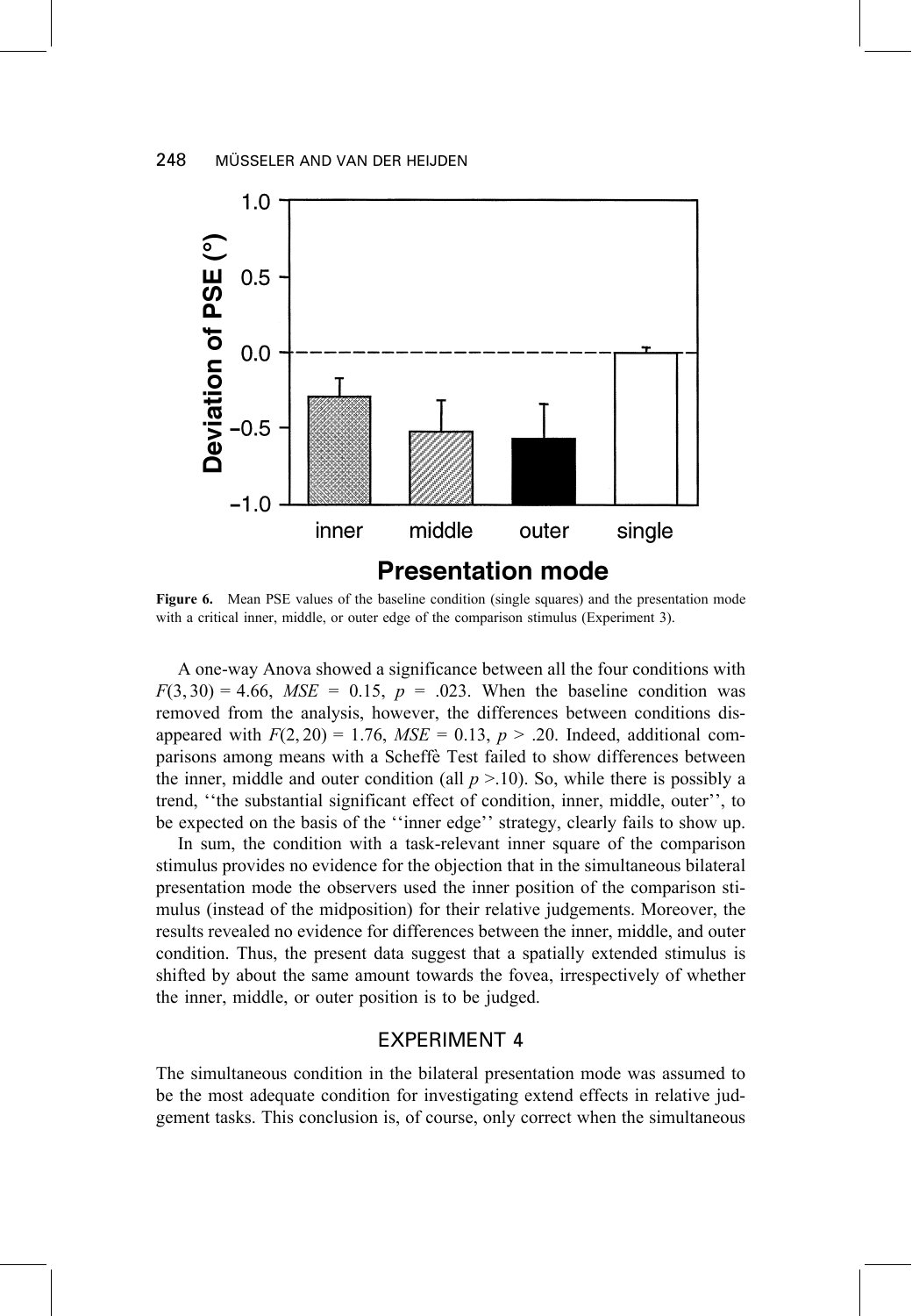**Figure 6.** Mean PSE values of the baseline condition (single squares) and the presentation mode with a critical inner, middle, or outer edge of the comparison stimulus (Experiment 3).

A one-way Anova showed a significance between all the four conditions with $F(3, 30) = 4.66$, $MSE = 0.15$, $p = .023$. When the baseline condition was removed from the analysis, however, the differences between conditions disappeared with $F(2, 20) = 1.76$, $MSE = 0.13$, $p > .20$. Indeed, additional comparisons among means with a Scheffè Test failed to show differences between the inner, middle and outer condition (all $p > .10$). So, while there is possibly a trend, ''the substantial significant effect of condition, inner, middle, outer'', to be expected on the basis of the ''inner edge'' strategy, clearly fails to show up.

In sum, the condition with a task-relevant inner square of the comparison stimulus provides no evidence for the objection that in the simultaneous bilateral presentation mode the observers used the inner position of the comparison stimulus (instead of the midposition) for their relative judgements. Moreover, the results revealed no evidence for differences between the inner, middle, and outer condition. Thus, the present data suggest that a spatially extended stimulus is shifted by about the same amount towards the fovea, irrespectively of whether the inner, middle, or outer position is to be judged.

## EXPERIMENT 4

The simultaneous condition in the bilateral presentation mode was assumed to be the most adequate condition for investigating extend effects in relative judgement tasks. This conclusion is, of course, only correct when the simultaneous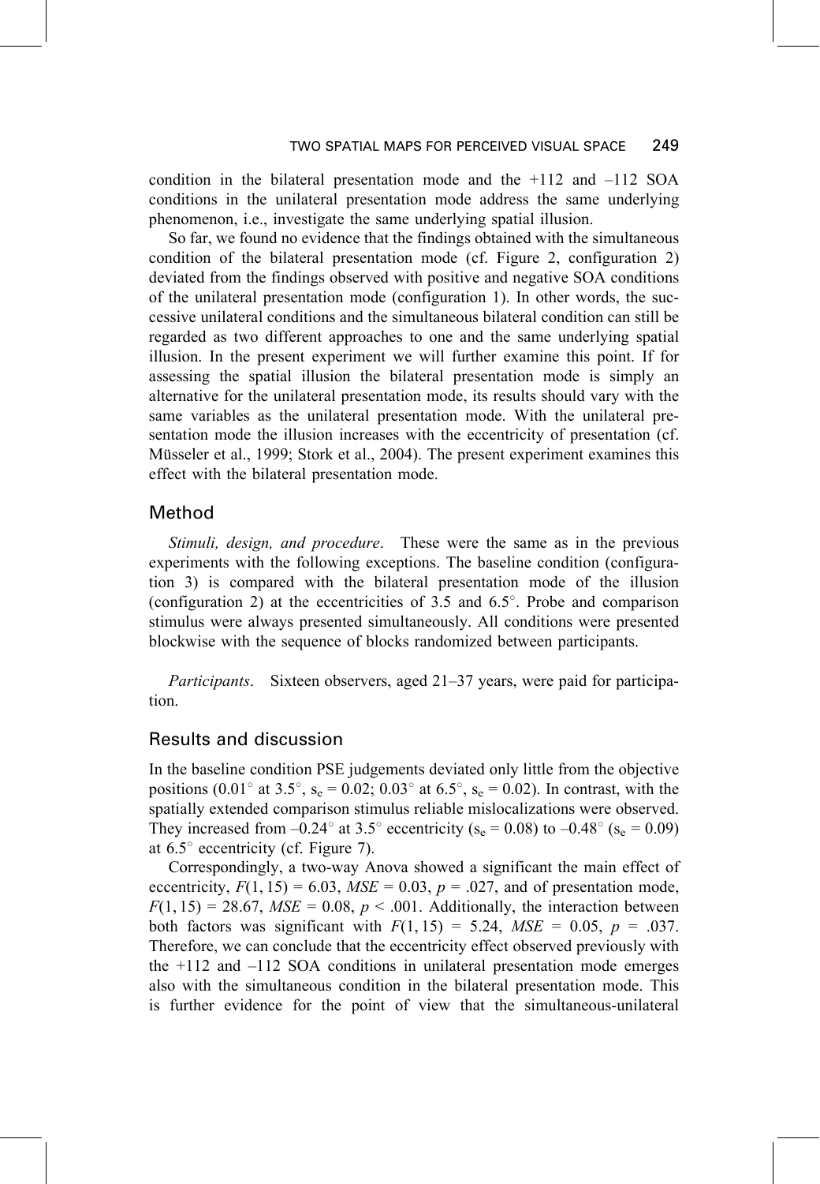condition in the bilateral presentation mode and the +112 and –112 SOA conditions in the unilateral presentation mode address the same underlying phenomenon, i.e., investigate the same underlying spatial illusion.

So far, we found no evidence that the findings obtained with the simultaneous condition of the bilateral presentation mode (cf. Figure 2, configuration 2) deviated from the findings observed with positive and negative SOA conditions of the unilateral presentation mode (configuration 1). In other words, the successive unilateral conditions and the simultaneous bilateral condition can still be regarded as two different approaches to one and the same underlying spatial illusion. In the present experiment we will further examine this point. If for assessing the spatial illusion the bilateral presentation mode is simply an alternative for the unilateral presentation mode, its results should vary with the same variables as the unilateral presentation mode. With the unilateral presentation mode the illusion increases with the eccentricity of presentation (cf. Müsseler et al., 1999; Stork et al., 2004). The present experiment examines this effect with the bilateral presentation mode.

## Method

*Stimuli, design, and procedure*. These were the same as in the previous experiments with the following exceptions. The baseline condition (configuration 3) is compared with the bilateral presentation mode of the illusion (configuration 2) at the eccentricities of 3.5 and 6.5°. Probe and comparison stimulus were always presented simultaneously. All conditions were presented blockwise with the sequence of blocks randomized between participants.

*Participants*. Sixteen observers, aged 21–37 years, were paid for participation.

## Results and discussion

In the baseline condition PSE judgements deviated only little from the objective positions (0.01° at 3.5°, $s_e = 0.02$; 0.03° at 6.5°, $s_e = 0.02$). In contrast, with the spatially extended comparison stimulus reliable mislocalizations were observed. They increased from –0.24° at 3.5° eccentricity ($s_e = 0.08$) to –0.48° ($s_e = 0.09$) at 6.5° eccentricity (cf. Figure 7).

Correspondingly, a two-way Anova showed a significant the main effect of eccentricity, $F(1, 15) = 6.03$, $MSE = 0.03$, $p = .027$, and of presentation mode, $F(1, 15) = 28.67$, $MSE = 0.08$, $p < .001$. Additionally, the interaction between both factors was significant with $F(1, 15) = 5.24$, $MSE = 0.05$, $p = .037$. Therefore, we can conclude that the eccentricity effect observed previously with the +112 and –112 SOA conditions in unilateral presentation mode emerges also with the simultaneous condition in the bilateral presentation mode. This is further evidence for the point of view that the simultaneous-unilateral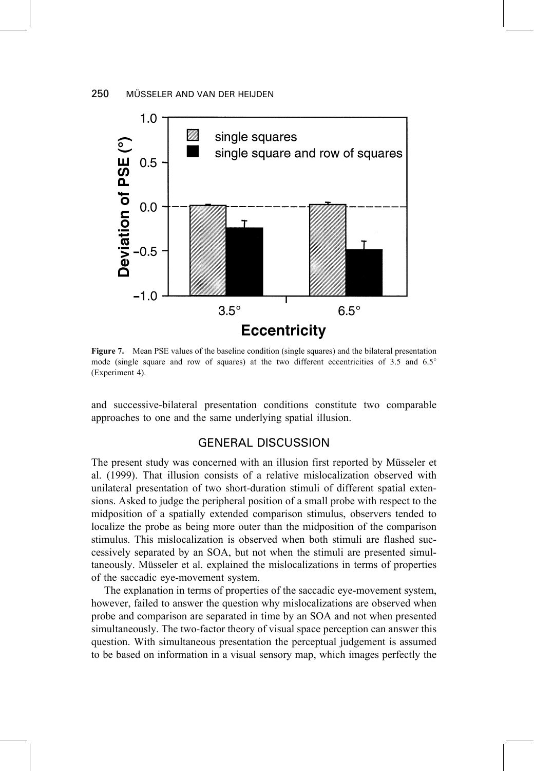**Figure 7.** Mean PSE values of the baseline condition (single squares) and the bilateral presentation mode (single square and row of squares) at the two different eccentricities of 3.5 and 6.5° (Experiment 4).

and successive-bilateral presentation conditions constitute two comparable approaches to one and the same underlying spatial illusion.

## GENERAL DISCUSSION

The present study was concerned with an illusion first reported by Müsseler et al. (1999). That illusion consists of a relative mislocalization observed with unilateral presentation of two short-duration stimuli of different spatial extensions. Asked to judge the peripheral position of a small probe with respect to the midposition of a spatially extended comparison stimulus, observers tended to localize the probe as being more outer than the midposition of the comparison stimulus. This mislocalization is observed when both stimuli are flashed successively separated by an SOA, but not when the stimuli are presented simultaneously. Müsseler et al. explained the mislocalizations in terms of properties of the saccadic eye-movement system.

The explanation in terms of properties of the saccadic eye-movement system, however, failed to answer the question why mislocalizations are observed when probe and comparison are separated in time by an SOA and not when presented simultaneously. The two-factor theory of visual space perception can answer this question. With simultaneous presentation the perceptual judgement is assumed to be based on information in a visual sensory map, which images perfectly the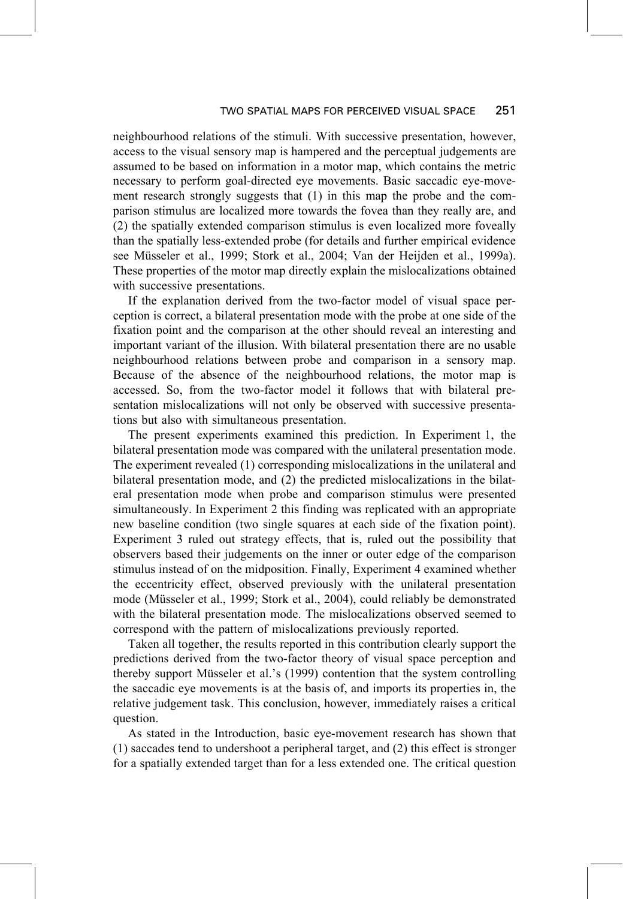neighbourhood relations of the stimuli. With successive presentation, however, access to the visual sensory map is hampered and the perceptual judgements are assumed to be based on information in a motor map, which contains the metric necessary to perform goal-directed eye movements. Basic saccadic eye-movement research strongly suggests that (1) in this map the probe and the comparison stimulus are localized more towards the fovea than they really are, and (2) the spatially extended comparison stimulus is even localized more foveally than the spatially less-extended probe (for details and further empirical evidence see Müsseler et al., 1999; Stork et al., 2004; Van der Heijden et al., 1999a). These properties of the motor map directly explain the mislocalizations obtained with successive presentations.

If the explanation derived from the two-factor model of visual space perception is correct, a bilateral presentation mode with the probe at one side of the fixation point and the comparison at the other should reveal an interesting and important variant of the illusion. With bilateral presentation there are no usable neighbourhood relations between probe and comparison in a sensory map. Because of the absence of the neighbourhood relations, the motor map is accessed. So, from the two-factor model it follows that with bilateral presentation mislocalizations will not only be observed with successive presentations but also with simultaneous presentation.

The present experiments examined this prediction. In Experiment 1, the bilateral presentation mode was compared with the unilateral presentation mode. The experiment revealed (1) corresponding mislocalizations in the unilateral and bilateral presentation mode, and (2) the predicted mislocalizations in the bilateral presentation mode when probe and comparison stimulus were presented simultaneously. In Experiment 2 this finding was replicated with an appropriate new baseline condition (two single squares at each side of the fixation point). Experiment 3 ruled out strategy effects, that is, ruled out the possibility that observers based their judgements on the inner or outer edge of the comparison stimulus instead of on the midposition. Finally, Experiment 4 examined whether the eccentricity effect, observed previously with the unilateral presentation mode (Müsseler et al., 1999; Stork et al., 2004), could reliably be demonstrated with the bilateral presentation mode. The mislocalizations observed seemed to correspond with the pattern of mislocalizations previously reported.

Taken all together, the results reported in this contribution clearly support the predictions derived from the two-factor theory of visual space perception and thereby support Müsseler et al.'s (1999) contention that the system controlling the saccadic eye movements is at the basis of, and imports its properties in, the relative judgement task. This conclusion, however, immediately raises a critical question.

As stated in the Introduction, basic eye-movement research has shown that (1) saccades tend to undershoot a peripheral target, and (2) this effect is stronger for a spatially extended target than for a less extended one. The critical question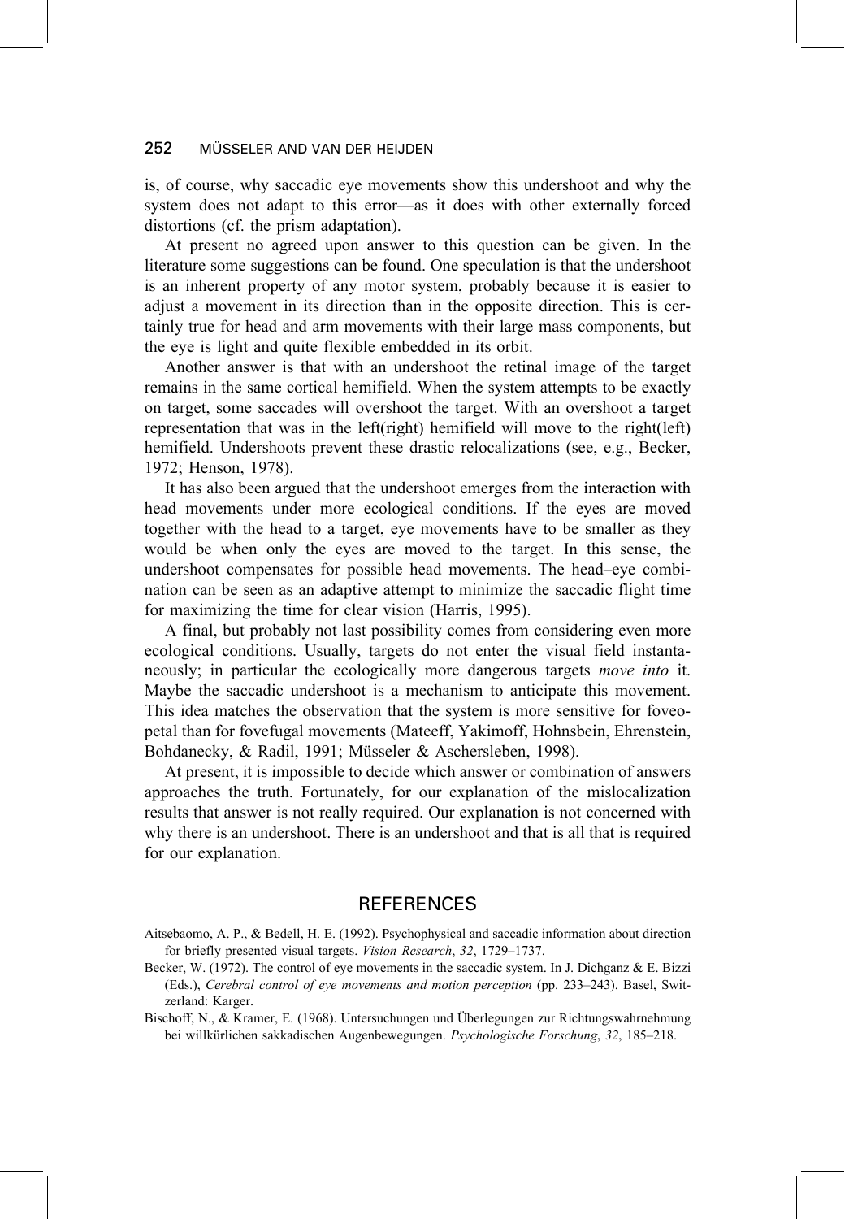is, of course, why saccadic eye movements show this undershoot and why the system does not adapt to this error—as it does with other externally forced distortions (cf. the prism adaptation).

At present no agreed upon answer to this question can be given. In the literature some suggestions can be found. One speculation is that the undershoot is an inherent property of any motor system, probably because it is easier to adjust a movement in its direction than in the opposite direction. This is certainly true for head and arm movements with their large mass components, but the eye is light and quite flexible embedded in its orbit.

Another answer is that with an undershoot the retinal image of the target remains in the same cortical hemifield. When the system attempts to be exactly on target, some saccades will overshoot the target. With an overshoot a target representation that was in the left(right) hemifield will move to the right(left) hemifield. Undershoots prevent these drastic relocalizations (see, e.g., Becker, 1972; Henson, 1978).

It has also been argued that the undershoot emerges from the interaction with head movements under more ecological conditions. If the eyes are moved together with the head to a target, eye movements have to be smaller as they would be when only the eyes are moved to the target. In this sense, the undershoot compensates for possible head movements. The head–eye combination can be seen as an adaptive attempt to minimize the saccadic flight time for maximizing the time for clear vision (Harris, 1995).

A final, but probably not last possibility comes from considering even more ecological conditions. Usually, targets do not enter the visual field instantaneously; in particular the ecologically more dangerous targets *move into* it. Maybe the saccadic undershoot is a mechanism to anticipate this movement. This idea matches the observation that the system is more sensitive for foveopetal than for fovefugal movements (Mateeff, Yakimoff, Hohnsbein, Ehrenstein, Bohdanecky, & Radil, 1991; Müsseler & Aschersleben, 1998).

At present, it is impossible to decide which answer or combination of answers approaches the truth. Fortunately, for our explanation of the mislocalization results that answer is not really required. Our explanation is not concerned with why there is an undershoot. There is an undershoot and that is all that is required for our explanation.

## REFERENCES

Aitsebaomo, A. P., & Bedell, H. E. (1992). Psychophysical and saccadic information about direction for briefly presented visual targets. *Vision Research*, *32*, 1729–1737.

Becker, W. (1972). The control of eye movements in the saccadic system. In J. Dichganz & E. Bizzi (Eds.), *Cerebral control of eye movements and motion perception* (pp. 233–243). Basel, Switzerland: Karger.

Bischoff, N., & Kramer, E. (1968). Untersuchungen und Überlegungen zur Richtungswahrnehmung bei willkürlichen sakkadischen Augenbewegungen. *Psychologische Forschung*, *32*, 185–218.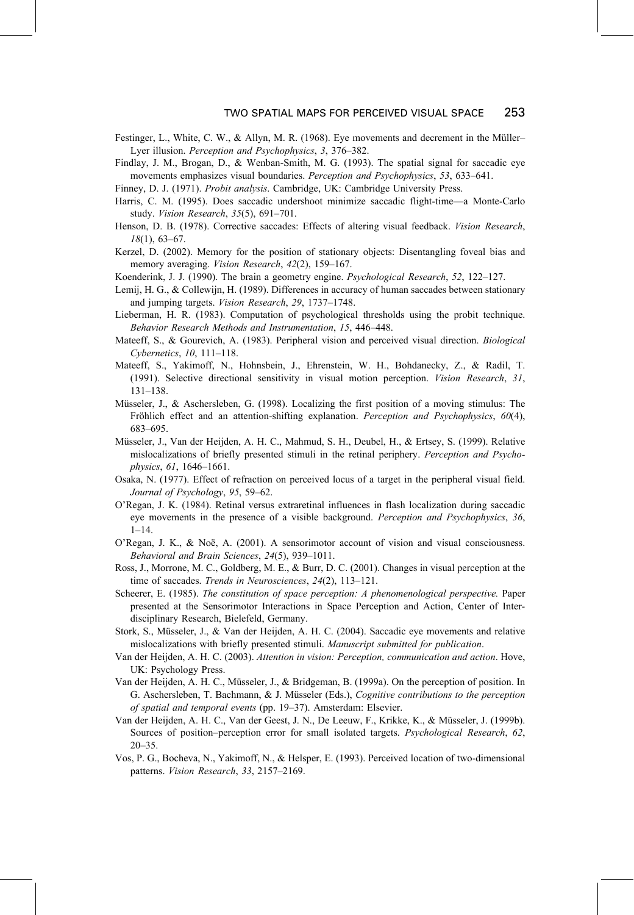Festinger, L., White, C. W., & Allyn, M. R. (1968). Eye movements and decrement in the Müller–Lyer illusion. *Perception and Psychophysics*, *3*, 376–382.

Findlay, J. M., Brogan, D., & Wenban-Smith, M. G. (1993). The spatial signal for saccadic eye movements emphasizes visual boundaries. *Perception and Psychophysics*, *53*, 633–641.

Finney, D. J. (1971). *Probit analysis*. Cambridge, UK: Cambridge University Press.

Harris, C. M. (1995). Does saccadic undershoot minimize saccadic flight-time—a Monte-Carlo study. *Vision Research*, *35*(5), 691–701.

Henson, D. B. (1978). Corrective saccades: Effects of altering visual feedback. *Vision Research*, *18*(1), 63–67.

Kerzel, D. (2002). Memory for the position of stationary objects: Disentangling foveal bias and memory averaging. *Vision Research*, *42*(2), 159–167.

Koenderink, J. J. (1990). The brain a geometry engine. *Psychological Research*, *52*, 122–127.

Lemij, H. G., & Collewijn, H. (1989). Differences in accuracy of human saccades between stationary and jumping targets. *Vision Research*, *29*, 1737–1748.

Lieberman, H. R. (1983). Computation of psychological thresholds using the probit technique. *Behavior Research Methods and Instrumentation*, *15*, 446–448.

Mateeff, S., & Gourevich, A. (1983). Peripheral vision and perceived visual direction. *Biological Cybernetics*, *10*, 111–118.

Mateeff, S., Yakimoff, N., Hohnsbein, J., Ehrenstein, W. H., Bohdanecky, Z., & Radil, T. (1991). Selective directional sensitivity in visual motion perception. *Vision Research*, *31*, 131–138.

Müsseler, J., & Aschersleben, G. (1998). Localizing the first position of a moving stimulus: The Fröhlich effect and an attention-shifting explanation. *Perception and Psychophysics*, *60*(4), 683–695.

Müsseler, J., Van der Heijden, A. H. C., Mahmud, S. H., Deubel, H., & Ertsey, S. (1999). Relative mislocalizations of briefly presented stimuli in the retinal periphery. *Perception and Psychophysics*, *61*, 1646–1661.

Osaka, N. (1977). Effect of refraction on perceived locus of a target in the peripheral visual field. *Journal of Psychology*, *95*, 59–62.

O'Regan, J. K. (1984). Retinal versus extraretinal influences in flash localization during saccadic eye movements in the presence of a visible background. *Perception and Psychophysics*, *36*, 1–14.

O'Regan, J. K., & Noë, A. (2001). A sensorimotor account of vision and visual consciousness. *Behavioral and Brain Sciences*, *24*(5), 939–1011.

Ross, J., Morrone, M. C., Goldberg, M. E., & Burr, D. C. (2001). Changes in visual perception at the time of saccades. *Trends in Neurosciences*, *24*(2), 113–121.

Scheerer, E. (1985). *The constitution of space perception: A phenomenological perspective.* Paper presented at the Sensorimotor Interactions in Space Perception and Action, Center of Interdisciplinary Research, Bielefeld, Germany.

Stork, S., Müsseler, J., & Van der Heijden, A. H. C. (2004). Saccadic eye movements and relative mislocalizations with briefly presented stimuli. *Manuscript submitted for publication*.

Van der Heijden, A. H. C. (2003). *Attention in vision: Perception, communication and action*. Hove, UK: Psychology Press.

Van der Heijden, A. H. C., Müsseler, J., & Bridgeman, B. (1999a). On the perception of position. In G. Aschersleben, T. Bachmann, & J. Müsseler (Eds.), *Cognitive contributions to the perception of spatial and temporal events* (pp. 19–37). Amsterdam: Elsevier.

Van der Heijden, A. H. C., Van der Geest, J. N., De Leeuw, F., Krikke, K., & Müsseler, J. (1999b). Sources of position–perception error for small isolated targets. *Psychological Research*, *62*, 20–35.

Vos, P. G., Bocheva, N., Yakimoff, N., & Helsper, E. (1993). Perceived location of two-dimensional patterns. *Vision Research*, *33*, 2157–2169.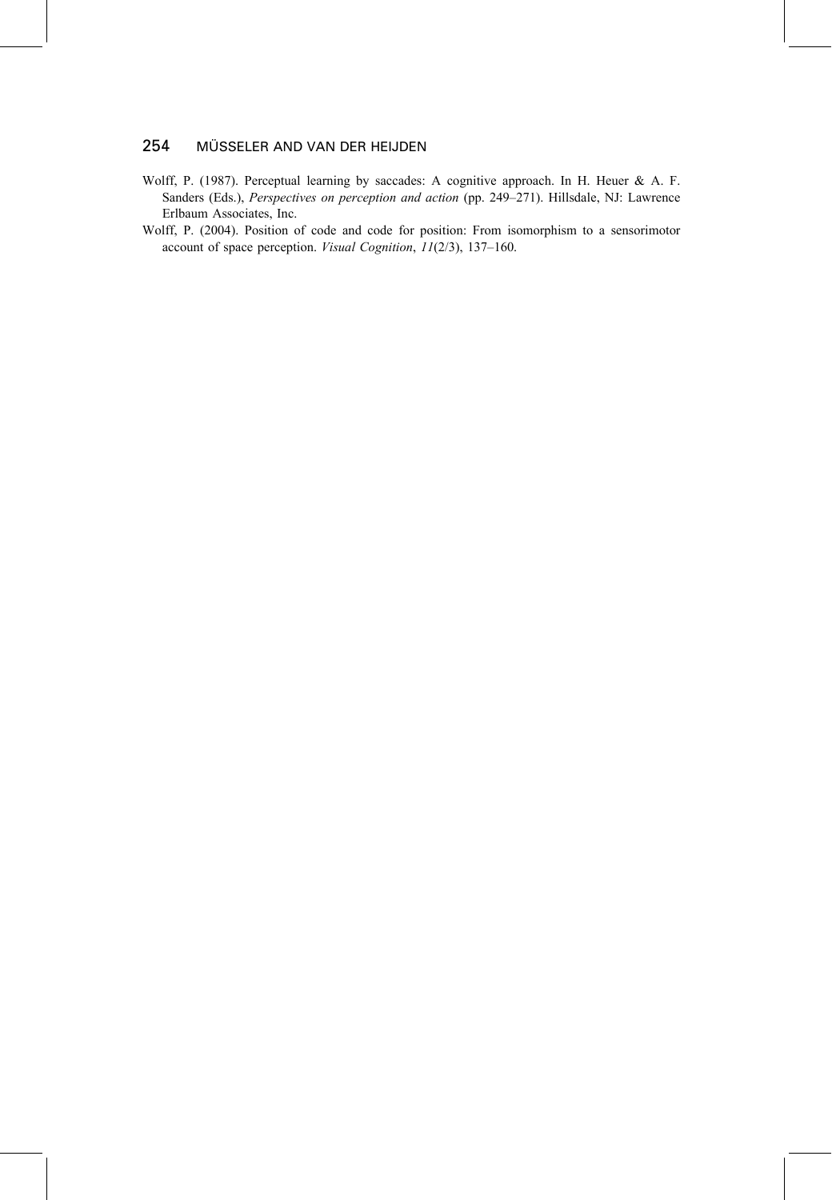Wolff, P. (1987). Perceptual learning by saccades: A cognitive approach. In H. Heuer & A. F. Sanders (Eds.), *Perspectives on perception and action* (pp. 249–271). Hillsdale, NJ: Lawrence Erlbaum Associates, Inc.

Wolff, P. (2004). Position of code and code for position: From isomorphism to a sensorimotor account of space perception. *Visual Cognition*, *11*(2/3), 137–160.